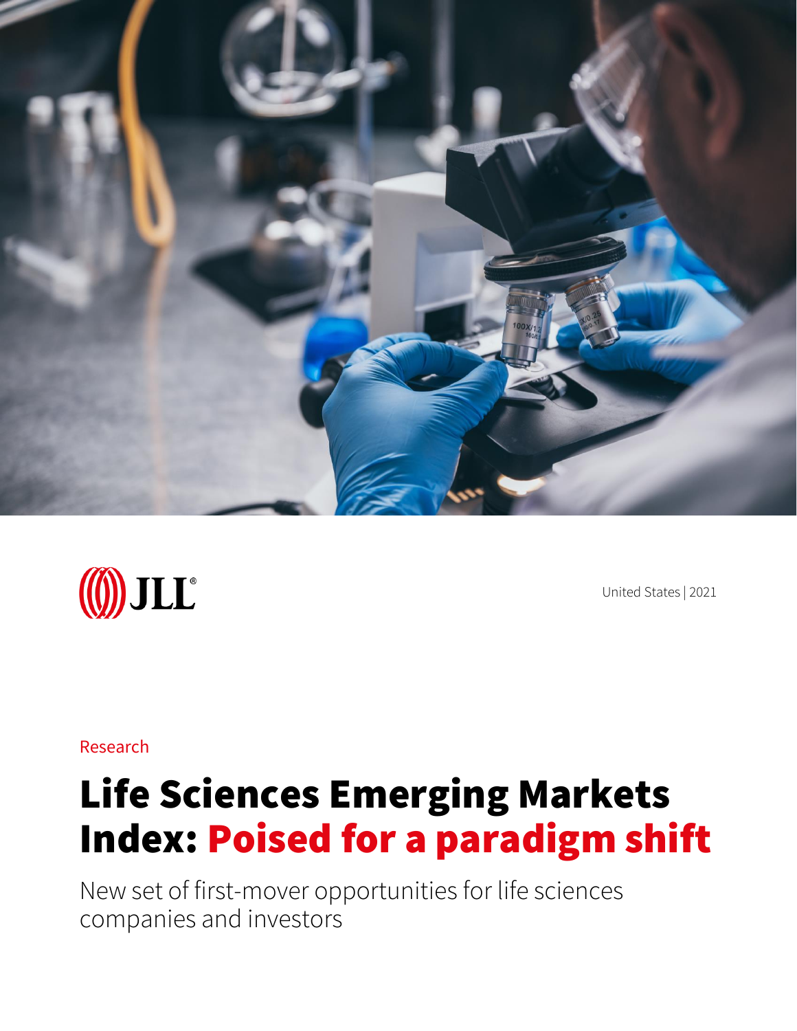JLL

United States | 2021

Research

# Life Sciences Emerging Markets Index: Poised for a paradigm shift

New set of first-mover opportunities for life sciences companies and investors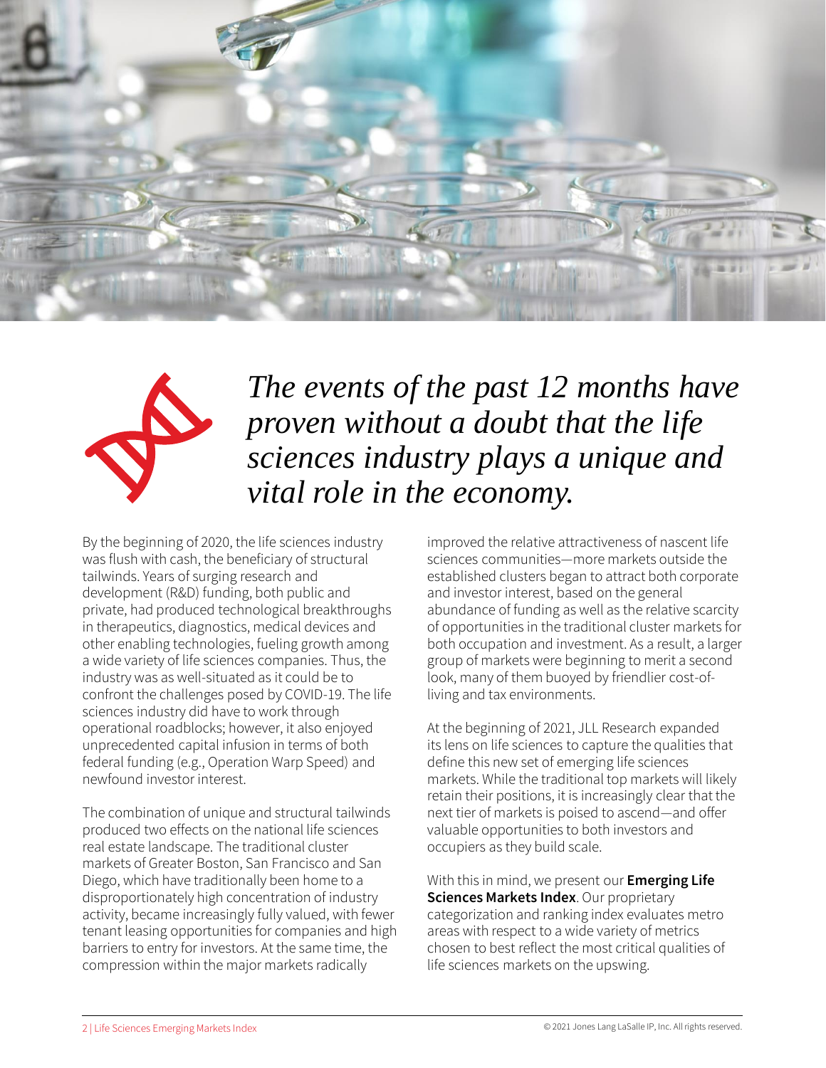*The events of the past 12 months have proven without a doubt that the life sciences industry plays a unique and vital role in the economy.*

By the beginning of 2020, the life sciences industry was flush with cash, the beneficiary of structural tailwinds. Years of surging research and development (R&D) funding, both public and private, had produced technological breakthroughs in therapeutics, diagnostics, medical devices and other enabling technologies, fueling growth among a wide variety of life sciences companies. Thus, the industry was as well-situated as it could be to confront the challenges posed by COVID-19. The life sciences industry did have to work through operational roadblocks; however, it also enjoyed unprecedented capital infusion in terms of both federal funding (e.g., Operation Warp Speed) and newfound investor interest.

The combination of unique and structural tailwinds produced two effects on the national life sciences real estate landscape. The traditional cluster markets of Greater Boston, San Francisco and San Diego, which have traditionally been home to a disproportionately high concentration of industry activity, became increasingly fully valued, with fewer tenant leasing opportunities for companies and high barriers to entry for investors. At the same time, the compression within the major markets radically improved the relative attractiveness of nascent life sciences communities—more markets outside the established clusters began to attract both corporate and investor interest, based on the general abundance of funding as well as the relative scarcity of opportunities in the traditional cluster markets for both occupation and investment. As a result, a larger group of markets were beginning to merit a second look, many of them buoyed by friendlier cost-of-living and tax environments.

At the beginning of 2021, JLL Research expanded its lens on life sciences to capture the qualities that define this new set of emerging life sciences markets. While the traditional top markets will likely retain their positions, it is increasingly clear that the next tier of markets is poised to ascend—and offer valuable opportunities to both investors and occupiers as they build scale.

With this in mind, we present our **Emerging Life Sciences Markets Index**. Our proprietary categorization and ranking index evaluates metro areas with respect to a wide variety of metrics chosen to best reflect the most critical qualities of life sciences markets on the upswing.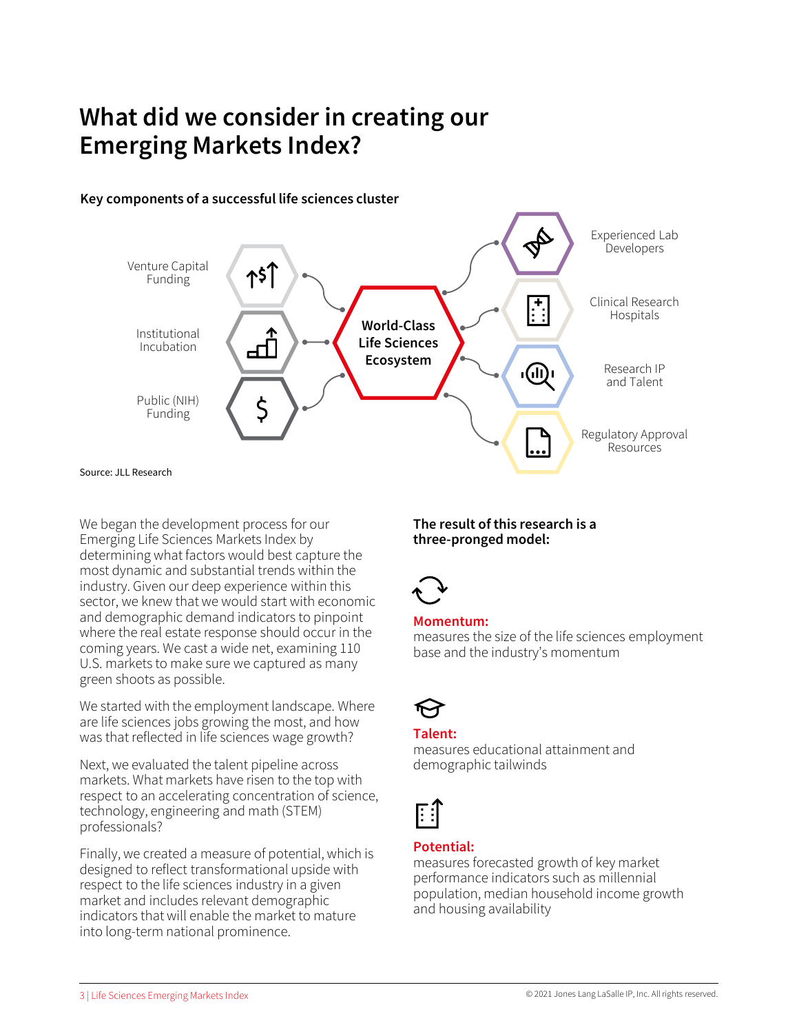# What did we consider in creating our Emerging Markets Index?

**Key components of a successful life sciences cluster**

Venture Capital Funding

Institutional Incubation

Public (NIH) Funding

World-Class Life Sciences Ecosystem

Experienced Lab Developers

Clinical Research Hospitals

Research IP and Talent

Regulatory Approval Resources

Source: JLL Research

We began the development process for our Emerging Life Sciences Markets Index by determining what factors would best capture the most dynamic and substantial trends within the industry. Given our deep experience within this sector, we knew that we would start with economic and demographic demand indicators to pinpoint where the real estate response should occur in the coming years. We cast a wide net, examining 110 U.S. markets to make sure we captured as many green shoots as possible.

We started with the employment landscape. Where are life sciences jobs growing the most, and how was that reflected in life sciences wage growth?

Next, we evaluated the talent pipeline across markets. What markets have risen to the top with respect to an accelerating concentration of science, technology, engineering and math (STEM) professionals?

Finally, we created a measure of potential, which is designed to reflect transformational upside with respect to the life sciences industry in a given market and includes relevant demographic indicators that will enable the market to mature into long-term national prominence.

**The result of this research is a three-pronged model:**

**Momentum:**
measures the size of the life sciences employment base and the industry's momentum

**Talent:**
measures educational attainment and demographic tailwinds

**Potential:**
measures forecasted growth of key market performance indicators such as millennial population, median household income growth and housing availability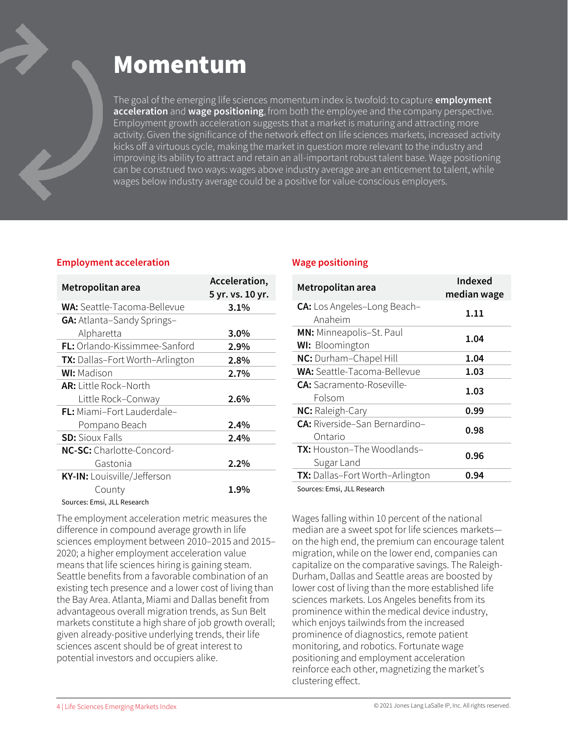# Momentum

The goal of the emerging life sciences momentum index is twofold: to capture **employment acceleration** and **wage positioning**, from both the employee and the company perspective. Employment growth acceleration suggests that a market is maturing and attracting more activity. Given the significance of the network effect on life sciences markets, increased activity kicks off a virtuous cycle, making the market in question more relevant to the industry and improving its ability to attract and retain an all-important robust talent base. Wage positioning can be construed two ways: wages above industry average are an enticement to talent, while wages below industry average could be a positive for value-conscious employers.

## Employment acceleration

| Metropolitan area | Acceleration, 5 yr. vs. 10 yr. |
|---|---|
| **WA:** Seattle-Tacoma-Bellevue | **3.1%** |
| **GA:** Atlanta–Sandy Springs–Alpharetta | **3.0%** |
| **FL:** Orlando-Kissimmee-Sanford | **2.9%** |
| **TX:** Dallas–Fort Worth–Arlington | **2.8%** |
| **WI:** Madison | **2.7%** |
| **AR:** Little Rock–North Little Rock–Conway | **2.6%** |
| **FL:** Miami–Fort Lauderdale–Pompano Beach | **2.4%** |
| **SD:** Sioux Falls | **2.4%** |
| **NC-SC:** Charlotte-Concord-Gastonia | **2.2%** |
| **KY-IN:** Louisville/Jefferson County | **1.9%** |

Sources: Emsi, JLL Research

The employment acceleration metric measures the difference in compound average growth in life sciences employment between 2010–2015 and 2015–2020; a higher employment acceleration value means that life sciences hiring is gaining steam. Seattle benefits from a favorable combination of an existing tech presence and a lower cost of living than the Bay Area. Atlanta, Miami and Dallas benefit from advantageous overall migration trends, as Sun Belt markets constitute a high share of job growth overall; given already-positive underlying trends, their life sciences ascent should be of great interest to potential investors and occupiers alike.

## Wage positioning

| Metropolitan area | Indexed median wage |
|---|---|
| **CA:** Los Angeles–Long Beach–Anaheim | **1.11** |
| **MN:** Minneapolis–St. Paul<br>**WI:** Bloomington | **1.04** |
| **NC:** Durham–Chapel Hill | **1.04** |
| **WA:** Seattle-Tacoma-Bellevue | **1.03** |
| **CA:** Sacramento-Roseville-Folsom | **1.03** |
| **NC:** Raleigh-Cary | **0.99** |
| **CA:** Riverside–San Bernardino–Ontario | **0.98** |
| **TX:** Houston–The Woodlands–Sugar Land | **0.96** |
| **TX:** Dallas–Fort Worth–Arlington | **0.94** |

Sources: Emsi, JLL Research

Wages falling within 10 percent of the national median are a sweet spot for life sciences markets—on the high end, the premium can encourage talent migration, while on the lower end, companies can capitalize on the comparative savings. The Raleigh-Durham, Dallas and Seattle areas are boosted by lower cost of living than the more established life sciences markets. Los Angeles benefits from its prominence within the medical device industry, which enjoys tailwinds from the increased prominence of diagnostics, remote patient monitoring, and robotics. Fortunate wage positioning and employment acceleration reinforce each other, magnetizing the market's clustering effect.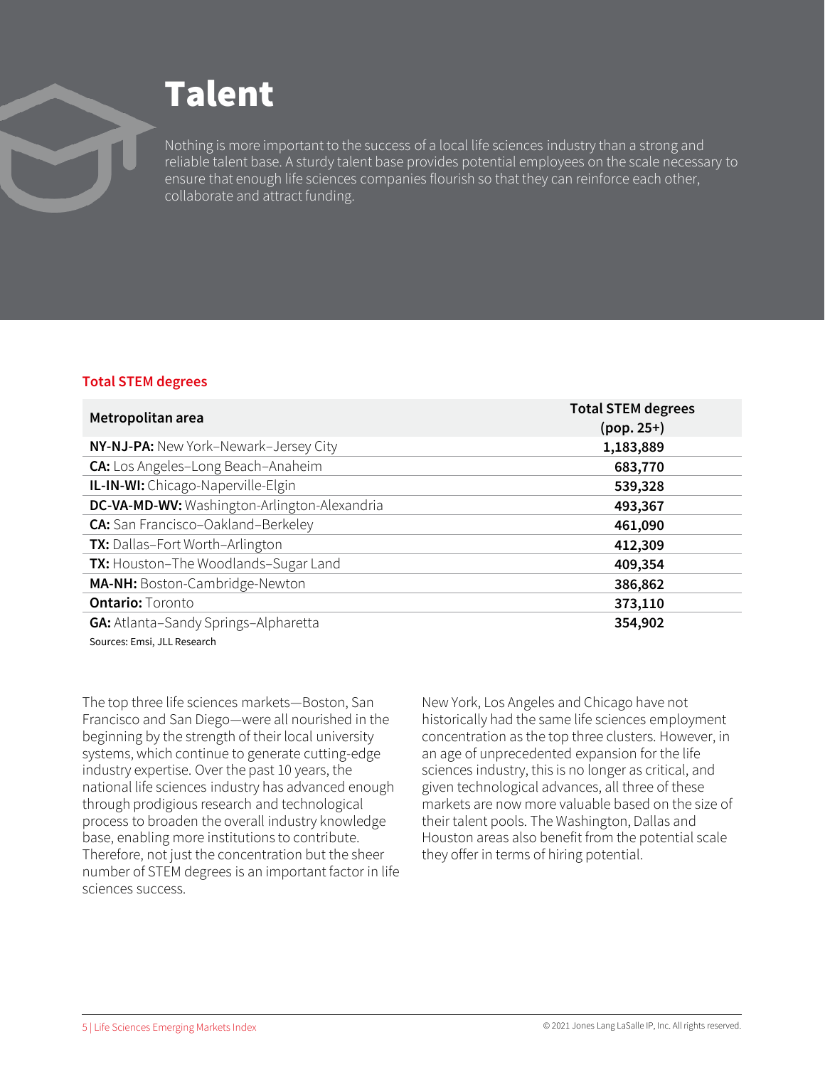# Talent

Nothing is more important to the success of a local life sciences industry than a strong and reliable talent base. A sturdy talent base provides potential employees on the scale necessary to ensure that enough life sciences companies flourish so that they can reinforce each other, collaborate and attract funding.

### Total STEM degrees

| Metropolitan area | Total STEM degrees (pop. 25+) |
|---|---|
| **NY-NJ-PA:** New York–Newark–Jersey City | **1,183,889** |
| **CA:** Los Angeles–Long Beach–Anaheim | **683,770** |
| **IL-IN-WI:** Chicago-Naperville-Elgin | **539,328** |
| **DC-VA-MD-WV:** Washington-Arlington-Alexandria | **493,367** |
| **CA:** San Francisco–Oakland–Berkeley | **461,090** |
| **TX:** Dallas–Fort Worth–Arlington | **412,309** |
| **TX:** Houston–The Woodlands–Sugar Land | **409,354** |
| **MA-NH:** Boston-Cambridge-Newton | **386,862** |
| **Ontario:** Toronto | **373,110** |
| **GA:** Atlanta–Sandy Springs–Alpharetta | **354,902** |

Sources: Emsi, JLL Research

The top three life sciences markets—Boston, San Francisco and San Diego—were all nourished in the beginning by the strength of their local university systems, which continue to generate cutting-edge industry expertise. Over the past 10 years, the national life sciences industry has advanced enough through prodigious research and technological process to broaden the overall industry knowledge base, enabling more institutions to contribute. Therefore, not just the concentration but the sheer number of STEM degrees is an important factor in life sciences success.

New York, Los Angeles and Chicago have not historically had the same life sciences employment concentration as the top three clusters. However, in an age of unprecedented expansion for the life sciences industry, this is no longer as critical, and given technological advances, all three of these markets are now more valuable based on the size of their talent pools. The Washington, Dallas and Houston areas also benefit from the potential scale they offer in terms of hiring potential.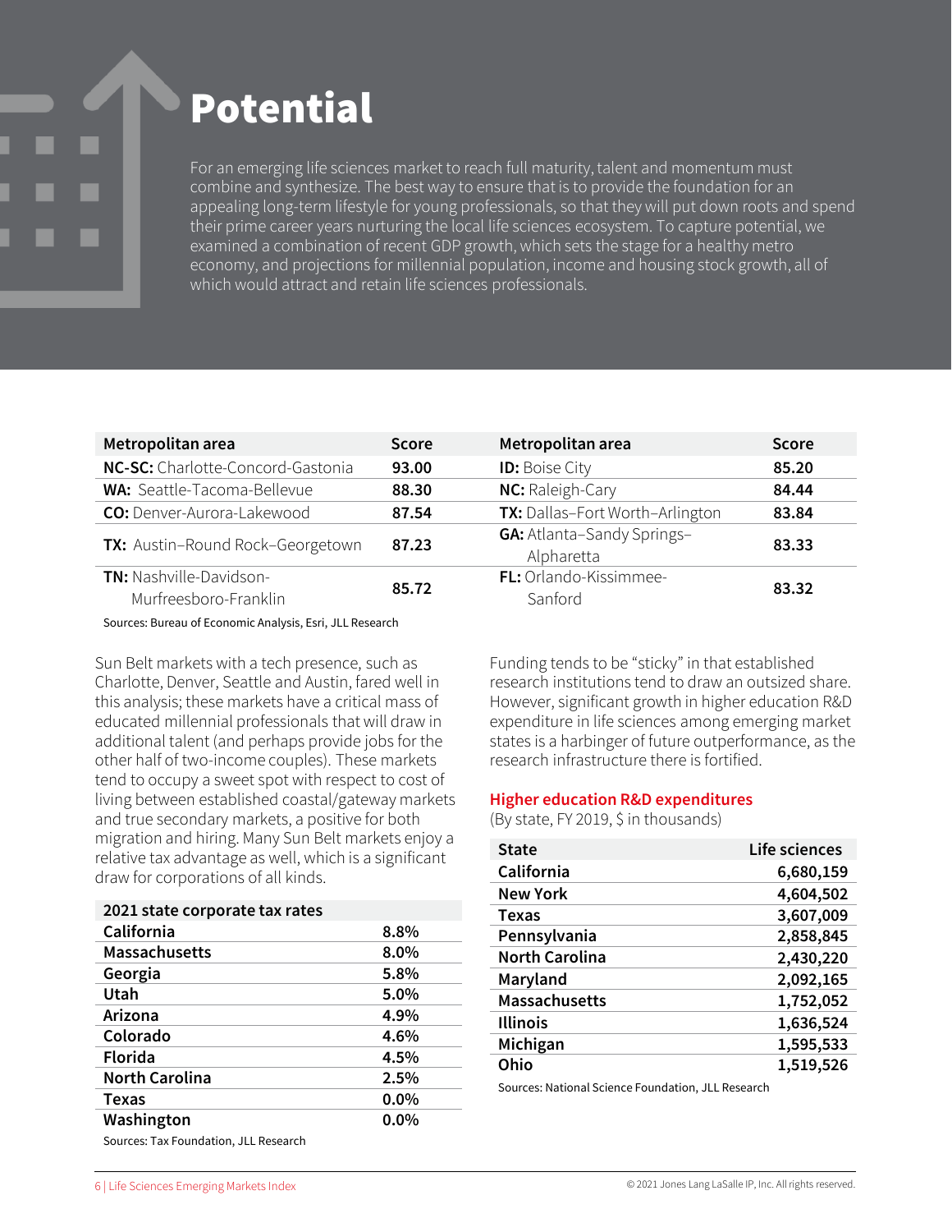# Potential

For an emerging life sciences market to reach full maturity, talent and momentum must combine and synthesize. The best way to ensure that is to provide the foundation for an appealing long-term lifestyle for young professionals, so that they will put down roots and spend their prime career years nurturing the local life sciences ecosystem. To capture potential, we examined a combination of recent GDP growth, which sets the stage for a healthy metro economy, and projections for millennial population, income and housing stock growth, all of which would attract and retain life sciences professionals.

| Metropolitan area | Score | Metropolitan area | Score |
|---|---|---|---|
| **NC-SC:** Charlotte-Concord-Gastonia | **93.00** | **ID:** Boise City | **85.20** |
| **WA:** Seattle-Tacoma-Bellevue | **88.30** | **NC:** Raleigh-Cary | **84.44** |
| **CO:** Denver-Aurora-Lakewood | **87.54** | **TX:** Dallas–Fort Worth–Arlington | **83.84** |
| **TX:** Austin–Round Rock–Georgetown | **87.23** | **GA:** Atlanta–Sandy Springs–Alpharetta | **83.33** |
| **TN:** Nashville-Davidson-Murfreesboro-Franklin | **85.72** | **FL:** Orlando-Kissimmee-Sanford | **83.32** |

Sources: Bureau of Economic Analysis, Esri, JLL Research

Sun Belt markets with a tech presence, such as Charlotte, Denver, Seattle and Austin, fared well in this analysis; these markets have a critical mass of educated millennial professionals that will draw in additional talent (and perhaps provide jobs for the other half of two-income couples). These markets tend to occupy a sweet spot with respect to cost of living between established coastal/gateway markets and true secondary markets, a positive for both migration and hiring. Many Sun Belt markets enjoy a relative tax advantage as well, which is a significant draw for corporations of all kinds.

| 2021 state corporate tax rates | |
|---|---|
| **California** | **8.8%** |
| **Massachusetts** | **8.0%** |
| **Georgia** | **5.8%** |
| **Utah** | **5.0%** |
| **Arizona** | **4.9%** |
| **Colorado** | **4.6%** |
| **Florida** | **4.5%** |
| **North Carolina** | **2.5%** |
| **Texas** | **0.0%** |
| **Washington** | **0.0%** |

Sources: Tax Foundation, JLL Research

Funding tends to be "sticky" in that established research institutions tend to draw an outsized share. However, significant growth in higher education R&D expenditure in life sciences among emerging market states is a harbinger of future outperformance, as the research infrastructure there is fortified.

### Higher education R&D expenditures

(By state, FY 2019, $ in thousands)

| State | Life sciences |
|---|---|
| **California** | **6,680,159** |
| **New York** | **4,604,502** |
| **Texas** | **3,607,009** |
| **Pennsylvania** | **2,858,845** |
| **North Carolina** | **2,430,220** |
| **Maryland** | **2,092,165** |
| **Massachusetts** | **1,752,052** |
| **Illinois** | **1,636,524** |
| **Michigan** | **1,595,533** |
| **Ohio** | **1,519,526** |

Sources: National Science Foundation, JLL Research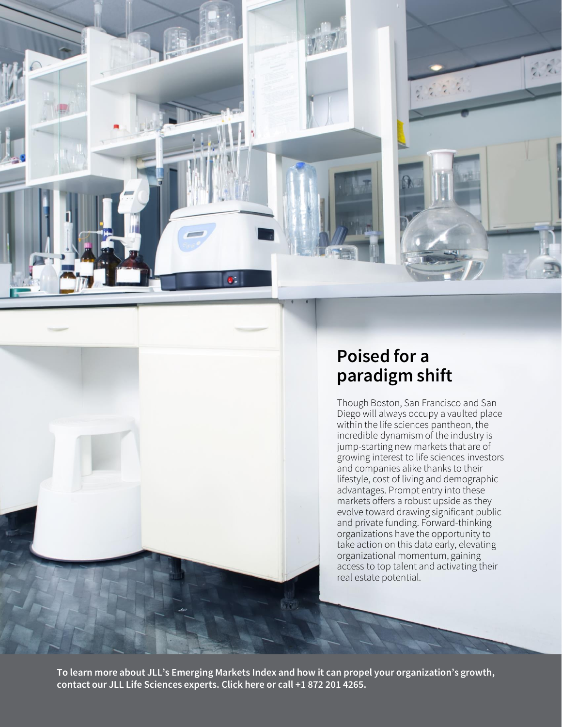## Poised for a paradigm shift

Though Boston, San Francisco and San Diego will always occupy a vaulted place within the life sciences pantheon, the incredible dynamism of the industry is jump-starting new markets that are of growing interest to life sciences investors and companies alike thanks to their lifestyle, cost of living and demographic advantages. Prompt entry into these markets offers a robust upside as they evolve toward drawing significant public and private funding. Forward-thinking organizations have the opportunity to take action on this data early, elevating organizational momentum, gaining access to top talent and activating their real estate potential.

**To learn more about JLL's Emerging Markets Index and how it can propel your organization's growth, contact our JLL Life Sciences experts. Click here or call +1 872 201 4265.**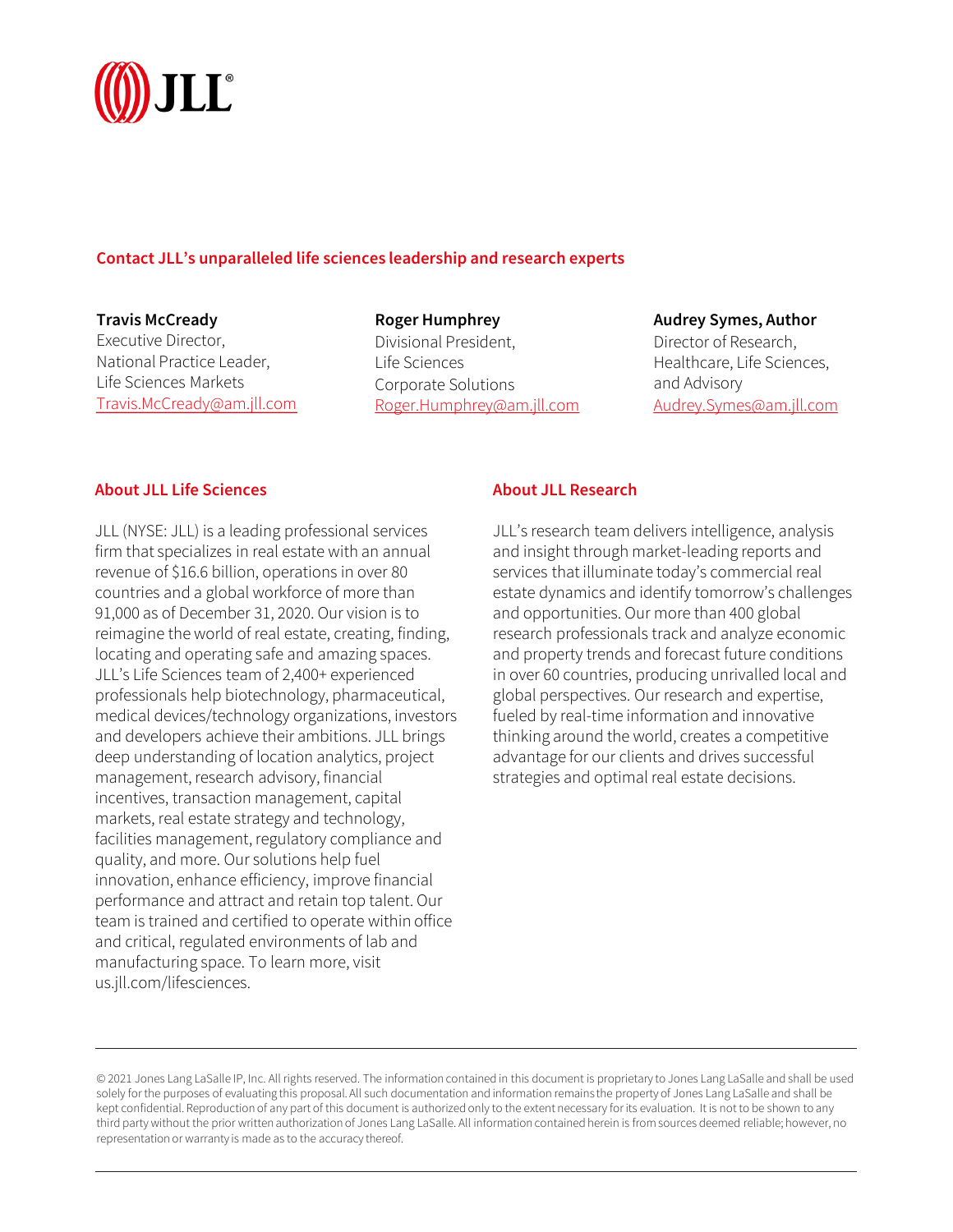## Contact JLL's unparalleled life sciences leadership and research experts

**Travis McCready**
Executive Director,
National Practice Leader,
Life Sciences Markets
Travis.McCready@am.jll.com

**Roger Humphrey**
Divisional President,
Life Sciences
Corporate Solutions
Roger.Humphrey@am.jll.com

**Audrey Symes, Author**
Director of Research,
Healthcare, Life Sciences,
and Advisory
Audrey.Symes@am.jll.com

## About JLL Life Sciences

JLL (NYSE: JLL) is a leading professional services firm that specializes in real estate with an annual revenue of $16.6 billion, operations in over 80 countries and a global workforce of more than 91,000 as of December 31, 2020. Our vision is to reimagine the world of real estate, creating, finding, locating and operating safe and amazing spaces. JLL's Life Sciences team of 2,400+ experienced professionals help biotechnology, pharmaceutical, medical devices/technology organizations, investors and developers achieve their ambitions. JLL brings deep understanding of location analytics, project management, research advisory, financial incentives, transaction management, capital markets, real estate strategy and technology, facilities management, regulatory compliance and quality, and more. Our solutions help fuel innovation, enhance efficiency, improve financial performance and attract and retain top talent. Our team is trained and certified to operate within office and critical, regulated environments of lab and manufacturing space. To learn more, visit us.jll.com/lifesciences.

## About JLL Research

JLL's research team delivers intelligence, analysis and insight through market-leading reports and services that illuminate today's commercial real estate dynamics and identify tomorrow's challenges and opportunities. Our more than 400 global research professionals track and analyze economic and property trends and forecast future conditions in over 60 countries, producing unrivalled local and global perspectives. Our research and expertise, fueled by real-time information and innovative thinking around the world, creates a competitive advantage for our clients and drives successful strategies and optimal real estate decisions.

© 2021 Jones Lang LaSalle IP, Inc. All rights reserved. The information contained in this document is proprietary to Jones Lang LaSalle and shall be used solely for the purposes of evaluating this proposal. All such documentation and information remains the property of Jones Lang LaSalle and shall be kept confidential. Reproduction of any part of this document is authorized only to the extent necessary for its evaluation. It is not to be shown to any third party without the prior written authorization of Jones Lang LaSalle. All information contained herein is from sources deemed reliable; however, no representation or warranty is made as to the accuracy thereof.